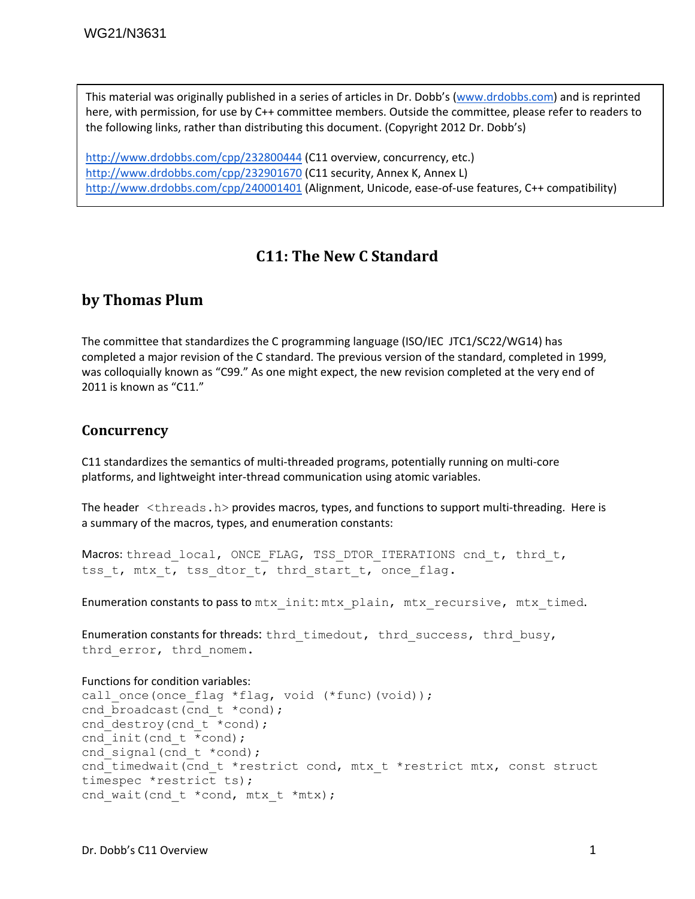WG21/N3631

This material was originally published in a series of articles in Dr. Dobb's (www.drdobbs.com) and is reprinted here, with permission, for use by C++ committee members. Outside the committee, please refer to readers to the following links, rather than distributing this document. (Copyright 2012 Dr. Dobb's)

http://www.drdobbs.com/cpp/232800444 (C11 overview, concurrency, etc.)
http://www.drdobbs.com/cpp/232901670 (C11 security, Annex K, Annex L)
http://www.drdobbs.com/cpp/240001401 (Alignment, Unicode, ease-of-use features, C++ compatibility)

# C11: The New C Standard

## by Thomas Plum

The committee that standardizes the C programming language (ISO/IEC JTC1/SC22/WG14) has completed a major revision of the C standard. The previous version of the standard, completed in 1999, was colloquially known as "C99." As one might expect, the new revision completed at the very end of 2011 is known as "C11."

## Concurrency

C11 standardizes the semantics of multi-threaded programs, potentially running on multi-core platforms, and lightweight inter-thread communication using atomic variables.

The header `<threads.h>` provides macros, types, and functions to support multi-threading. Here is a summary of the macros, types, and enumeration constants:

Macros: `thread_local, ONCE_FLAG, TSS_DTOR_ITERATIONS cnd_t, thrd_t, tss_t, mtx_t, tss_dtor_t, thrd_start_t, once_flag.`

Enumeration constants to pass to `mtx_init`: `mtx_plain, mtx_recursive, mtx_timed.`

Enumeration constants for threads: `thrd_timedout, thrd_success, thrd_busy, thrd_error, thrd_nomem.`

Functions for condition variables:

```
call_once(once_flag *flag, void (*func)(void));
cnd_broadcast(cnd_t *cond);
cnd_destroy(cnd_t *cond);
cnd_init(cnd_t *cond);
cnd_signal(cnd_t *cond);
cnd_timedwait(cnd_t *restrict cond, mtx_t *restrict mtx, const struct
timespec *restrict ts);
cnd_wait(cnd_t *cond, mtx_t *mtx);
```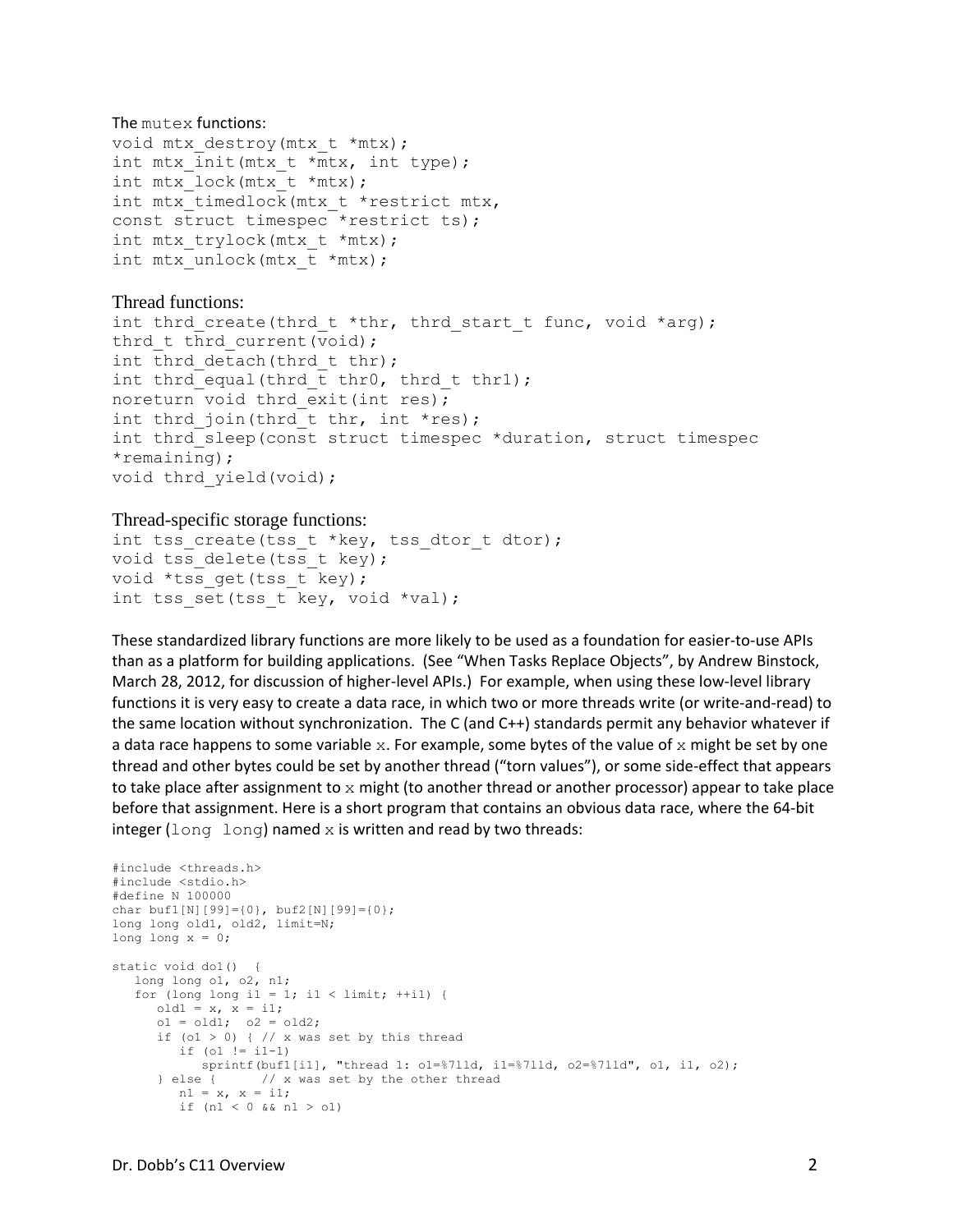The `mutex` functions:

```
void mtx_destroy(mtx_t *mtx);
int mtx_init(mtx_t *mtx, int type);
int mtx_lock(mtx_t *mtx);
int mtx_timedlock(mtx_t *restrict mtx,
const struct timespec *restrict ts);
int mtx_trylock(mtx_t *mtx);
int mtx_unlock(mtx_t *mtx);
```

Thread functions:

```
int thrd_create(thrd_t *thr, thrd_start_t func, void *arg);
thrd_t thrd_current(void);
int thrd_detach(thrd_t thr);
int thrd_equal(thrd_t thr0, thrd_t thr1);
noreturn void thrd_exit(int res);
int thrd_join(thrd_t thr, int *res);
int thrd_sleep(const struct timespec *duration, struct timespec
*remaining);
void thrd_yield(void);
```

Thread-specific storage functions:

```
int tss_create(tss_t *key, tss_dtor_t dtor);
void tss_delete(tss_t key);
void *tss_get(tss_t key);
int tss_set(tss_t key, void *val);
```

These standardized library functions are more likely to be used as a foundation for easier-to-use APIs than as a platform for building applications. (See "When Tasks Replace Objects", by Andrew Binstock, March 28, 2012, for discussion of higher-level APIs.) For example, when using these low-level library functions it is very easy to create a data race, in which two or more threads write (or write-and-read) to the same location without synchronization. The C (and C++) standards permit any behavior whatever if a data race happens to some variable `x`. For example, some bytes of the value of `x` might be set by one thread and other bytes could be set by another thread ("torn values"), or some side-effect that appears to take place after assignment to `x` might (to another thread or another processor) appear to take place before that assignment. Here is a short program that contains an obvious data race, where the 64-bit integer (`long long`) named `x` is written and read by two threads:

```
#include <threads.h>
#include <stdio.h>
#define N 100000
char buf1[N][99]={0}, buf2[N][99]={0};
long long old1, old2, limit=N;
long long x = 0;

static void do1()  {
   long long o1, o2, n1;
   for (long long i1 = 1; i1 < limit; ++i1) {
      old1 = x, x = i1;
      o1 = old1;  o2 = old2;
      if (o1 > 0) { // x was set by this thread
         if (o1 != i1-1)
            sprintf(buf1[i1], "thread 1: o1=%7lld, i1=%7lld, o2=%7lld", o1, i1, o2);
      } else {      // x was set by the other thread
         n1 = x, x = i1;
         if (n1 < 0 && n1 > o1)
```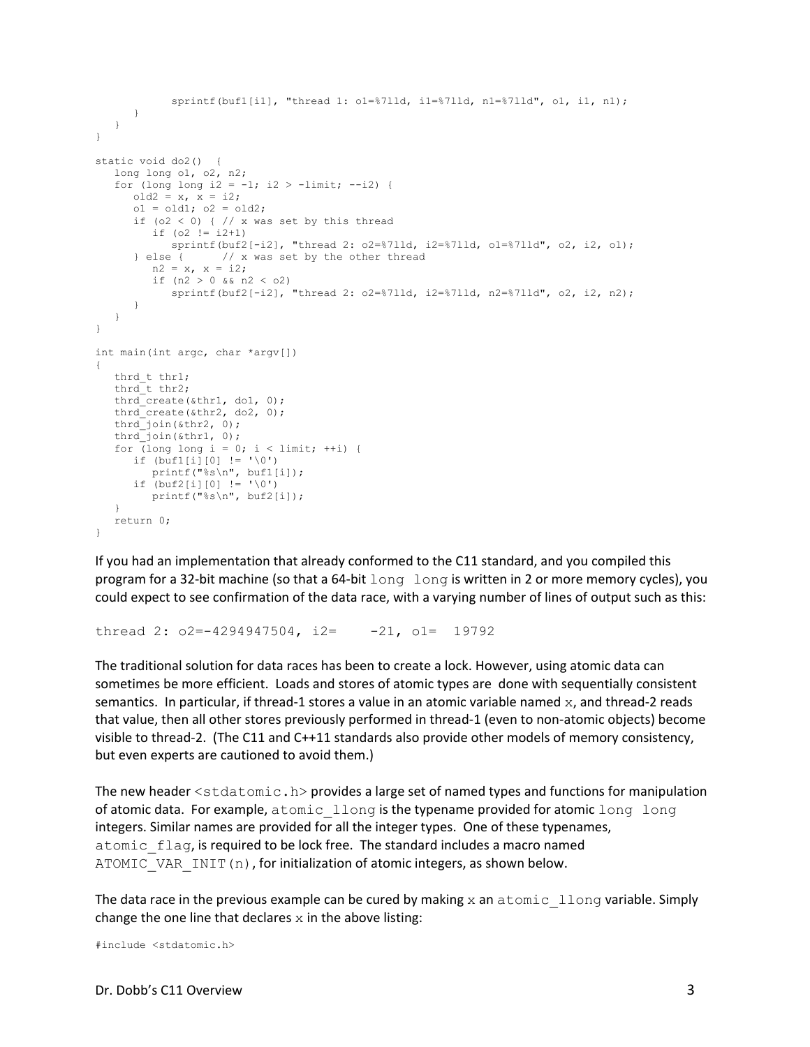```
            sprintf(buf1[i1], "thread 1: o1=%7lld, i1=%7lld, n1=%7lld", o1, i1, n1);
      }
   }
}

static void do2()  {
   long long o1, o2, n2;
   for (long long i2 = -1; i2 > -limit; --i2) {
      old2 = x, x = i2;
      o1 = old1; o2 = old2;
      if (o2 < 0) { // x was set by this thread
         if (o2 != i2+1)
            sprintf(buf2[-i2], "thread 2: o2=%7lld, i2=%7lld, o1=%7lld", o2, i2, o1);
      } else {      // x was set by the other thread
         n2 = x, x = i2;
         if (n2 > 0 && n2 < o2)
            sprintf(buf2[-i2], "thread 2: o2=%7lld, i2=%7lld, n2=%7lld", o2, i2, n2);
      }
   }
}

int main(int argc, char *argv[])
{
   thrd_t thr1;
   thrd_t thr2;
   thrd_create(&thr1, do1, 0);
   thrd_create(&thr2, do2, 0);
   thrd_join(&thr2, 0);
   thrd_join(&thr1, 0);
   for (long long i = 0; i < limit; ++i) {
      if (buf1[i][0] != '\0')
         printf("%s\n", buf1[i]);
      if (buf2[i][0] != '\0')
         printf("%s\n", buf2[i]);
   }
   return 0;
}
```

If you had an implementation that already conformed to the C11 standard, and you compiled this program for a 32-bit machine (so that a 64-bit `long long` is written in 2 or more memory cycles), you could expect to see confirmation of the data race, with a varying number of lines of output such as this:

```
thread 2: o2=-4294947504, i2=    -21, o1=  19792
```

The traditional solution for data races has been to create a lock. However, using atomic data can sometimes be more efficient. Loads and stores of atomic types are done with sequentially consistent semantics. In particular, if thread-1 stores a value in an atomic variable named `x`, and thread-2 reads that value, then all other stores previously performed in thread-1 (even to non-atomic objects) become visible to thread-2. (The C11 and C++11 standards also provide other models of memory consistency, but even experts are cautioned to avoid them.)

The new header `<stdatomic.h>` provides a large set of named types and functions for manipulation of atomic data. For example, `atomic_llong` is the typename provided for atomic `long long` integers. Similar names are provided for all the integer types. One of these typenames, `atomic_flag`, is required to be lock free. The standard includes a macro named `ATOMIC_VAR_INIT(n)`, for initialization of atomic integers, as shown below.

The data race in the previous example can be cured by making `x` an `atomic_llong` variable. Simply change the one line that declares `x` in the above listing:

```
#include <stdatomic.h>
```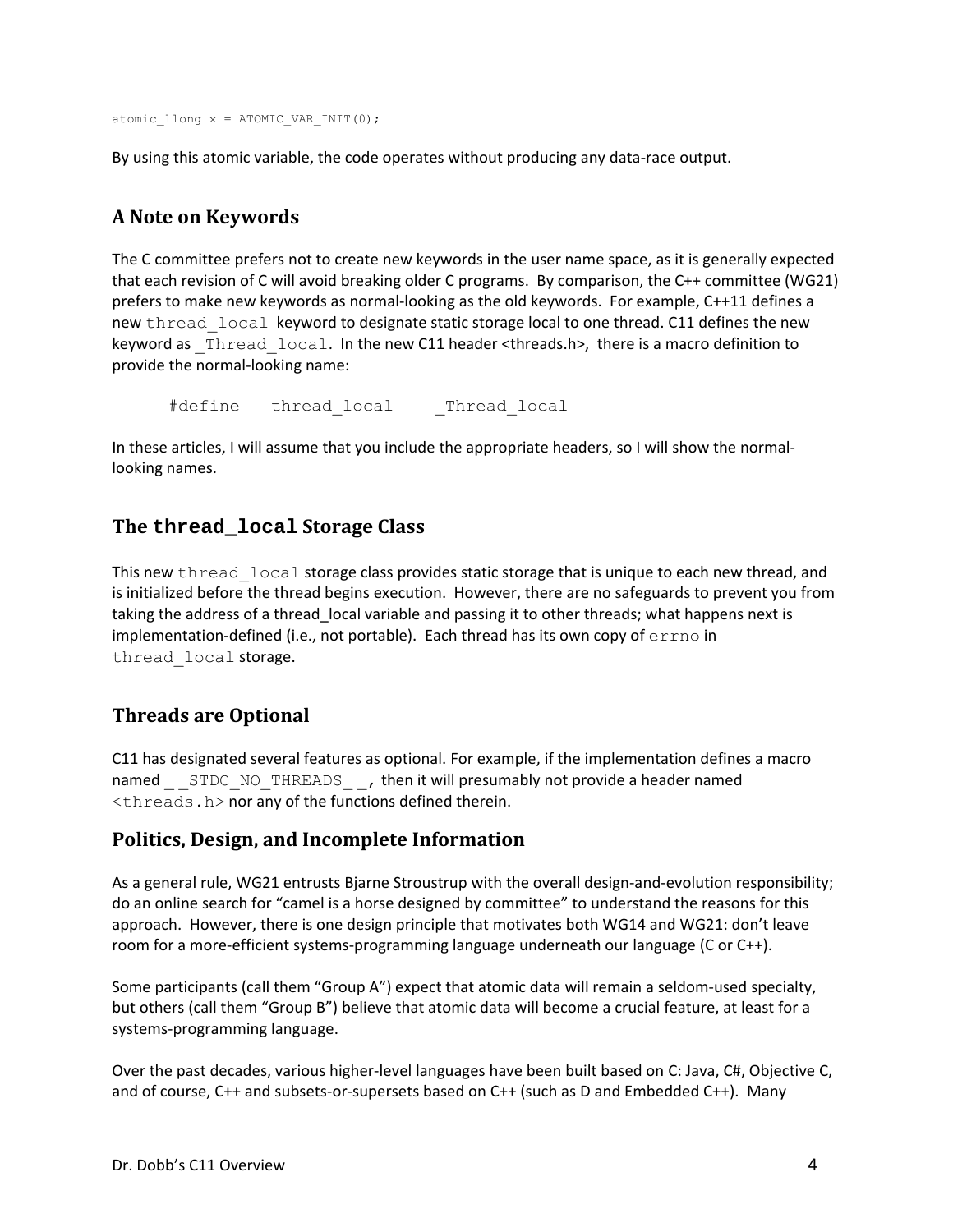```
atomic_llong x = ATOMIC_VAR_INIT(0);
```

By using this atomic variable, the code operates without producing any data-race output.

## A Note on Keywords

The C committee prefers not to create new keywords in the user name space, as it is generally expected that each revision of C will avoid breaking older C programs. By comparison, the C++ committee (WG21) prefers to make new keywords as normal-looking as the old keywords. For example, C++11 defines a new `thread_local` keyword to designate static storage local to one thread. C11 defines the new keyword as `_Thread_local`. In the new C11 header <threads.h>, there is a macro definition to provide the normal-looking name:

```
#define    thread_local     _Thread_local
```

In these articles, I will assume that you include the appropriate headers, so I will show the normal-looking names.

## The `thread_local` Storage Class

This new `thread_local` storage class provides static storage that is unique to each new thread, and is initialized before the thread begins execution. However, there are no safeguards to prevent you from taking the address of a thread_local variable and passing it to other threads; what happens next is implementation-defined (i.e., not portable). Each thread has its own copy of `errno` in `thread_local` storage.

## Threads are Optional

C11 has designated several features as optional. For example, if the implementation defines a macro named `__STDC_NO_THREADS__`, then it will presumably not provide a header named `<threads.h>` nor any of the functions defined therein.

## Politics, Design, and Incomplete Information

As a general rule, WG21 entrusts Bjarne Stroustrup with the overall design-and-evolution responsibility; do an online search for "camel is a horse designed by committee" to understand the reasons for this approach. However, there is one design principle that motivates both WG14 and WG21: don't leave room for a more-efficient systems-programming language underneath our language (C or C++).

Some participants (call them "Group A") expect that atomic data will remain a seldom-used specialty, but others (call them "Group B") believe that atomic data will become a crucial feature, at least for a systems-programming language.

Over the past decades, various higher-level languages have been built based on C: Java, C#, Objective C, and of course, C++ and subsets-or-supersets based on C++ (such as D and Embedded C++). Many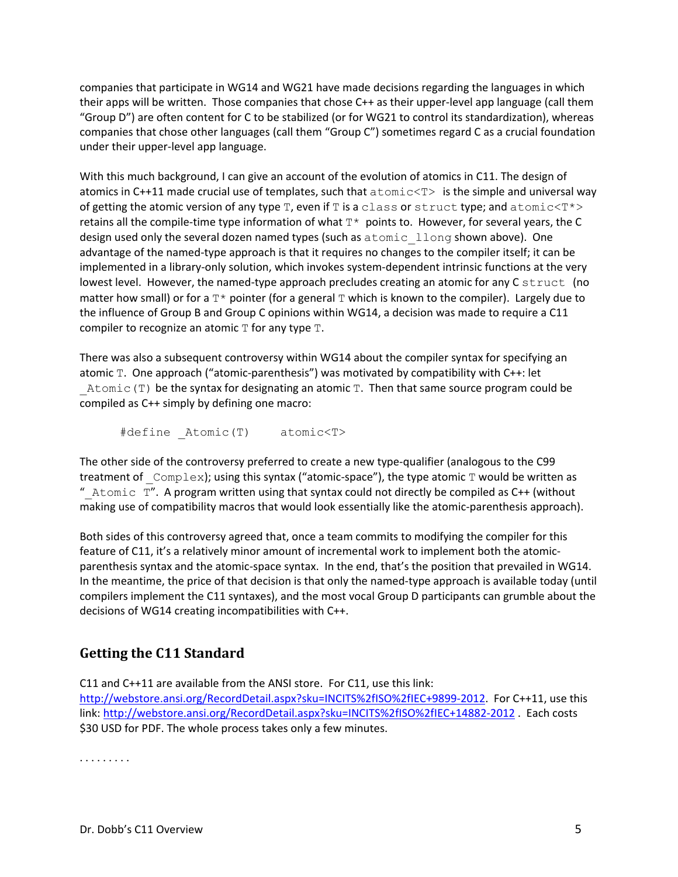companies that participate in WG14 and WG21 have made decisions regarding the languages in which their apps will be written. Those companies that chose C++ as their upper-level app language (call them "Group D") are often content for C to be stabilized (or for WG21 to control its standardization), whereas companies that chose other languages (call them "Group C") sometimes regard C as a crucial foundation under their upper-level app language.

With this much background, I can give an account of the evolution of atomics in C11. The design of atomics in C++11 made crucial use of templates, such that `atomic<T>` is the simple and universal way of getting the atomic version of any type `T`, even if `T` is a `class` or `struct` type; and `atomic<T*>` retains all the compile-time type information of what `T*` points to. However, for several years, the C design used only the several dozen named types (such as `atomic_llong` shown above). One advantage of the named-type approach is that it requires no changes to the compiler itself; it can be implemented in a library-only solution, which invokes system-dependent intrinsic functions at the very lowest level. However, the named-type approach precludes creating an atomic for any C `struct` (no matter how small) or for a `T*` pointer (for a general `T` which is known to the compiler). Largely due to the influence of Group B and Group C opinions within WG14, a decision was made to require a C11 compiler to recognize an atomic `T` for any type `T`.

There was also a subsequent controversy within WG14 about the compiler syntax for specifying an atomic `T`. One approach ("atomic-parenthesis") was motivated by compatibility with C++: let `_Atomic(T)` be the syntax for designating an atomic `T`. Then that same source program could be compiled as C++ simply by defining one macro:

```
#define _Atomic(T)     atomic<T>
```

The other side of the controversy preferred to create a new type-qualifier (analogous to the C99 treatment of `_Complex`); using this syntax ("atomic-space"), the type atomic `T` would be written as "`_Atomic T`". A program written using that syntax could not directly be compiled as C++ (without making use of compatibility macros that would look essentially like the atomic-parenthesis approach).

Both sides of this controversy agreed that, once a team commits to modifying the compiler for this feature of C11, it's a relatively minor amount of incremental work to implement both the atomic-parenthesis syntax and the atomic-space syntax. In the end, that's the position that prevailed in WG14. In the meantime, the price of that decision is that only the named-type approach is available today (until compilers implement the C11 syntaxes), and the most vocal Group D participants can grumble about the decisions of WG14 creating incompatibilities with C++.

## Getting the C11 Standard

C11 and C++11 are available from the ANSI store. For C11, use this link: [http://webstore.ansi.org/RecordDetail.aspx?sku=INCITS%2fISO%2fIEC+9899-2012](http://webstore.ansi.org/RecordDetail.aspx?sku=INCITS%2fISO%2fIEC+9899-2012). For C++11, use this link: [http://webstore.ansi.org/RecordDetail.aspx?sku=INCITS%2fISO%2fIEC+14882-2012](http://webstore.ansi.org/RecordDetail.aspx?sku=INCITS%2fISO%2fIEC+14882-2012) . Each costs $30 USD for PDF. The whole process takes only a few minutes.

. . . . . . . . .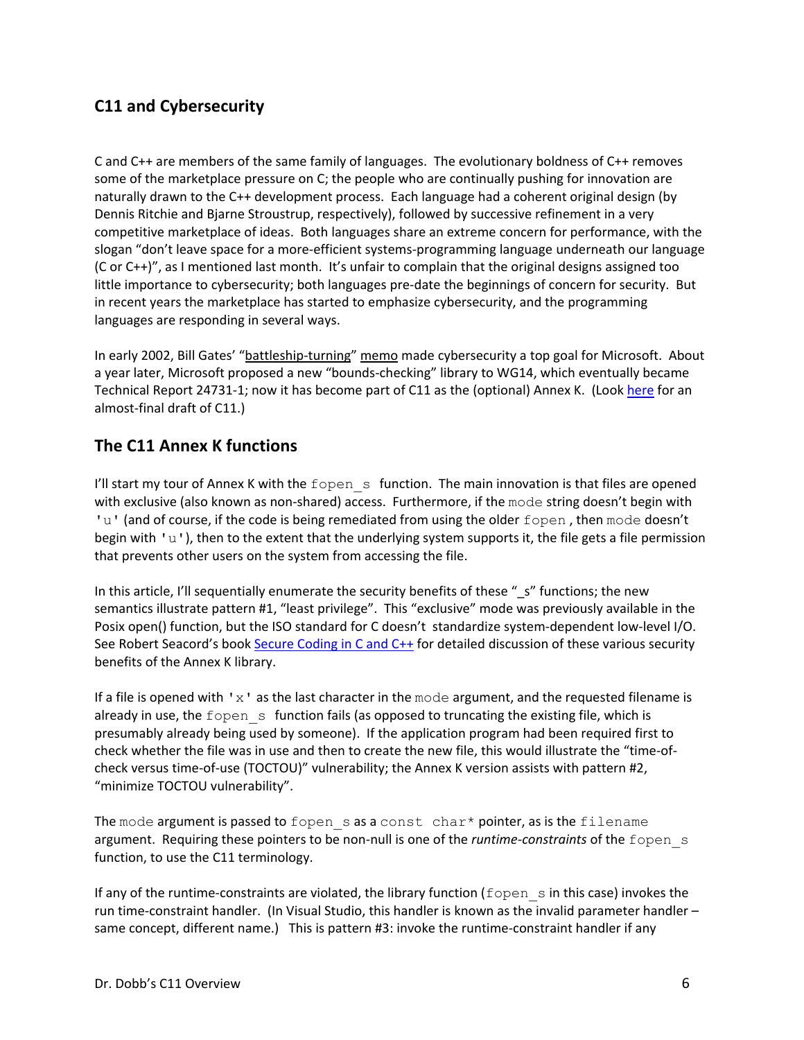## C11 and Cybersecurity

C and C++ are members of the same family of languages. The evolutionary boldness of C++ removes some of the marketplace pressure on C; the people who are continually pushing for innovation are naturally drawn to the C++ development process. Each language had a coherent original design (by Dennis Ritchie and Bjarne Stroustrup, respectively), followed by successive refinement in a very competitive marketplace of ideas. Both languages share an extreme concern for performance, with the slogan "don't leave space for a more-efficient systems-programming language underneath our language (C or C++)", as I mentioned last month. It's unfair to complain that the original designs assigned too little importance to cybersecurity; both languages pre-date the beginnings of concern for security. But in recent years the marketplace has started to emphasize cybersecurity, and the programming languages are responding in several ways.

In early 2002, Bill Gates' "battleship-turning" memo made cybersecurity a top goal for Microsoft. About a year later, Microsoft proposed a new "bounds-checking" library to WG14, which eventually became Technical Report 24731-1; now it has become part of C11 as the (optional) Annex K. (Look here for an almost-final draft of C11.)

## The C11 Annex K functions

I'll start my tour of Annex K with the `fopen_s` function. The main innovation is that files are opened with exclusive (also known as non-shared) access. Furthermore, if the `mode` string doesn't begin with `'u'` (and of course, if the code is being remediated from using the older `fopen`, then `mode` doesn't begin with `'u'`), then to the extent that the underlying system supports it, the file gets a file permission that prevents other users on the system from accessing the file.

In this article, I'll sequentially enumerate the security benefits of these "_s" functions; the new semantics illustrate pattern #1, "least privilege". This "exclusive" mode was previously available in the Posix open() function, but the ISO standard for C doesn't standardize system-dependent low-level I/O. See Robert Seacord's book Secure Coding in C and C++ for detailed discussion of these various security benefits of the Annex K library.

If a file is opened with `'x'` as the last character in the `mode` argument, and the requested filename is already in use, the `fopen_s` function fails (as opposed to truncating the existing file, which is presumably already being used by someone). If the application program had been required first to check whether the file was in use and then to create the new file, this would illustrate the "time-of-check versus time-of-use (TOCTOU)" vulnerability; the Annex K version assists with pattern #2, "minimize TOCTOU vulnerability".

The `mode` argument is passed to `fopen_s` as a `const char*` pointer, as is the `filename` argument. Requiring these pointers to be non-null is one of the *runtime-constraints* of the `fopen_s` function, to use the C11 terminology.

If any of the runtime-constraints are violated, the library function (`fopen_s` in this case) invokes the run time-constraint handler. (In Visual Studio, this handler is known as the invalid parameter handler – same concept, different name.) This is pattern #3: invoke the runtime-constraint handler if any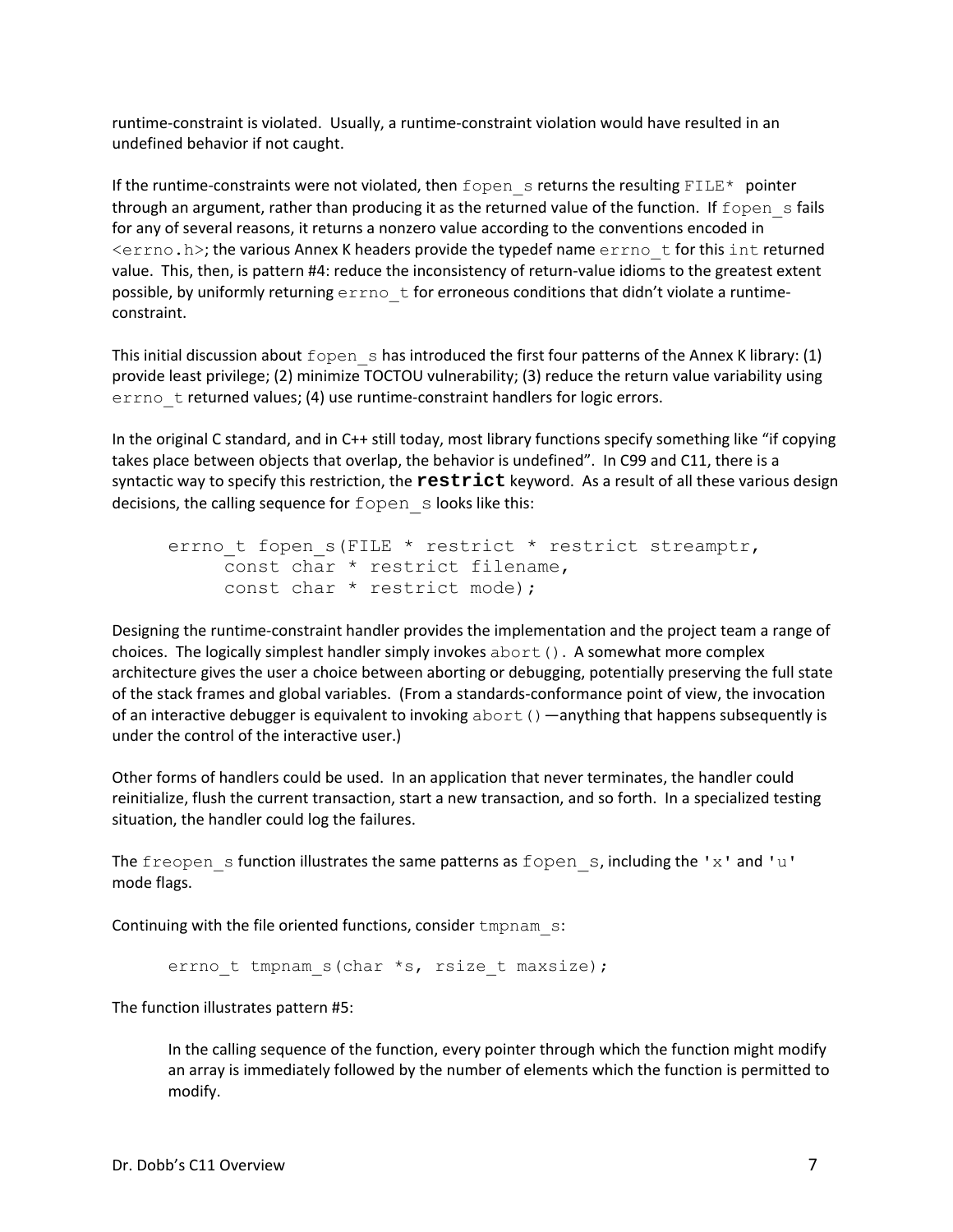runtime-constraint is violated. Usually, a runtime-constraint violation would have resulted in an undefined behavior if not caught.

If the runtime-constraints were not violated, then `fopen_s` returns the resulting `FILE*` pointer through an argument, rather than producing it as the returned value of the function. If `fopen_s` fails for any of several reasons, it returns a nonzero value according to the conventions encoded in `<errno.h>`; the various Annex K headers provide the typedef name `errno_t` for this `int` returned value. This, then, is pattern #4: reduce the inconsistency of return-value idioms to the greatest extent possible, by uniformly returning `errno_t` for erroneous conditions that didn't violate a runtime-constraint.

This initial discussion about `fopen_s` has introduced the first four patterns of the Annex K library: (1) provide least privilege; (2) minimize TOCTOU vulnerability; (3) reduce the return value variability using `errno_t` returned values; (4) use runtime-constraint handlers for logic errors.

In the original C standard, and in C++ still today, most library functions specify something like "if copying takes place between objects that overlap, the behavior is undefined". In C99 and C11, there is a syntactic way to specify this restriction, the **`restrict`** keyword. As a result of all these various design decisions, the calling sequence for `fopen_s` looks like this:

```
errno_t fopen_s(FILE * restrict * restrict streamptr,
     const char * restrict filename,
     const char * restrict mode);
```

Designing the runtime-constraint handler provides the implementation and the project team a range of choices. The logically simplest handler simply invokes `abort()`. A somewhat more complex architecture gives the user a choice between aborting or debugging, potentially preserving the full state of the stack frames and global variables. (From a standards-conformance point of view, the invocation of an interactive debugger is equivalent to invoking `abort()`—anything that happens subsequently is under the control of the interactive user.)

Other forms of handlers could be used. In an application that never terminates, the handler could reinitialize, flush the current transaction, start a new transaction, and so forth. In a specialized testing situation, the handler could log the failures.

The `freopen_s` function illustrates the same patterns as `fopen_s`, including the `'x'` and `'u'` mode flags.

Continuing with the file oriented functions, consider `tmpnam_s`:

```
errno_t tmpnam_s(char *s, rsize_t maxsize);
```

The function illustrates pattern #5:

> In the calling sequence of the function, every pointer through which the function might modify an array is immediately followed by the number of elements which the function is permitted to modify.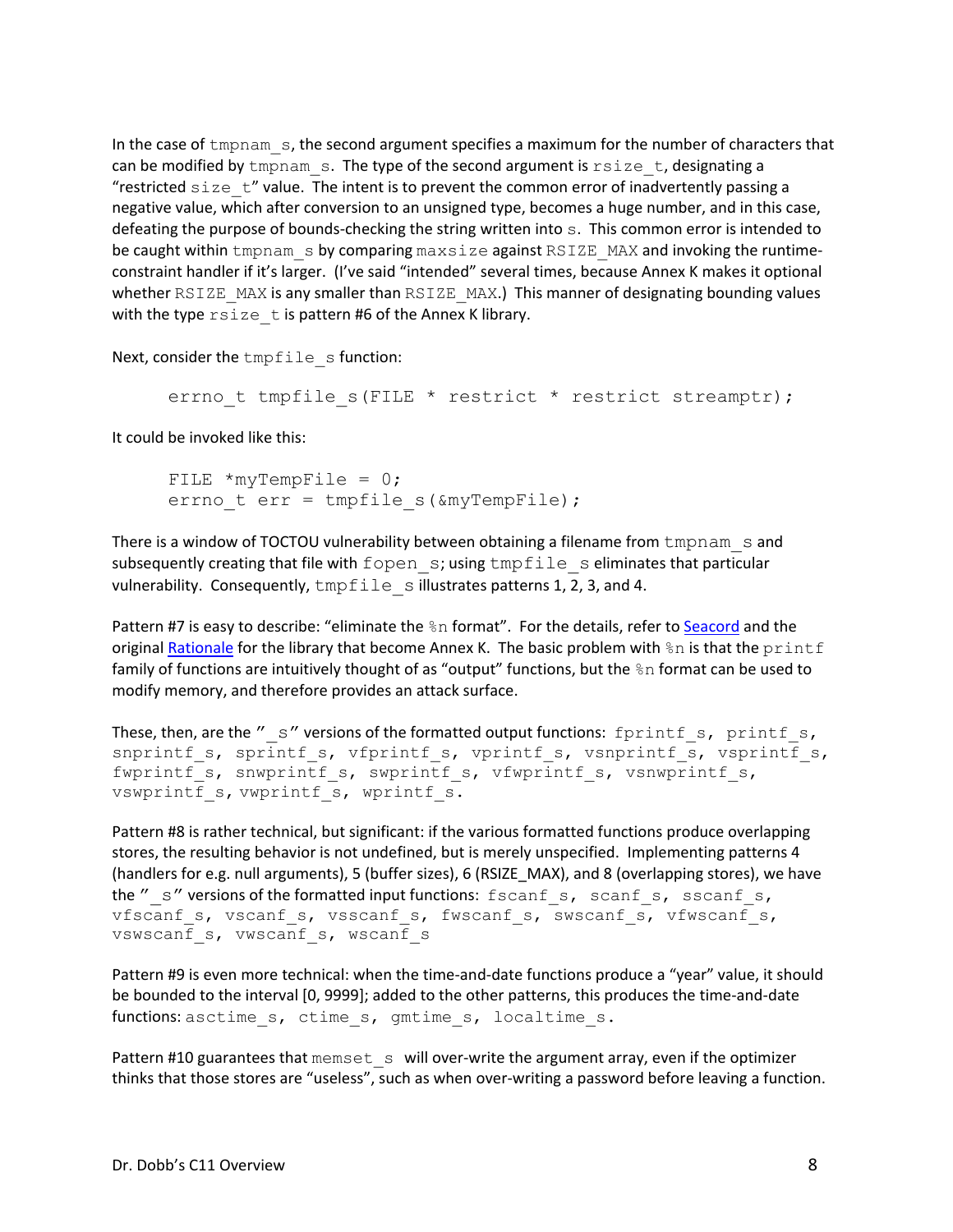In the case of `tmpnam_s`, the second argument specifies a maximum for the number of characters that can be modified by `tmpnam_s`. The type of the second argument is `rsize_t`, designating a "restricted `size_t`" value. The intent is to prevent the common error of inadvertently passing a negative value, which after conversion to an unsigned type, becomes a huge number, and in this case, defeating the purpose of bounds-checking the string written into `s`. This common error is intended to be caught within `tmpnam_s` by comparing `maxsize` against `RSIZE_MAX` and invoking the runtime-constraint handler if it's larger. (I've said "intended" several times, because Annex K makes it optional whether `RSIZE_MAX` is any smaller than `RSIZE_MAX`.) This manner of designating bounding values with the type `rsize_t` is pattern #6 of the Annex K library.

Next, consider the `tmpfile_s` function:

```
errno_t tmpfile_s(FILE * restrict * restrict streamptr);
```

It could be invoked like this:

```
FILE *myTempFile = 0;
errno_t err = tmpfile_s(&myTempFile);
```

There is a window of TOCTOU vulnerability between obtaining a filename from `tmpnam_s` and subsequently creating that file with `fopen_s`; using `tmpfile_s` eliminates that particular vulnerability. Consequently, `tmpfile_s` illustrates patterns 1, 2, 3, and 4.

Pattern #7 is easy to describe: "eliminate the `%n` format". For the details, refer to Seacord and the original Rationale for the library that become Annex K. The basic problem with `%n` is that the `printf` family of functions are intuitively thought of as "output" functions, but the `%n` format can be used to modify memory, and therefore provides an attack surface.

These, then, are the "`_s`" versions of the formatted output functions: `fprintf_s, printf_s, snprintf_s, sprintf_s, vfprintf_s, vprintf_s, vsnprintf_s, vsprintf_s, fwprintf_s, snwprintf_s, swprintf_s, vfwprintf_s, vsnwprintf_s, vswprintf_s, vwprintf_s, wprintf_s`.

Pattern #8 is rather technical, but significant: if the various formatted functions produce overlapping stores, the resulting behavior is not undefined, but is merely unspecified. Implementing patterns 4 (handlers for e.g. null arguments), 5 (buffer sizes), 6 (RSIZE_MAX), and 8 (overlapping stores), we have the "`_s`" versions of the formatted input functions: `fscanf_s, scanf_s, sscanf_s, vfscanf_s, vscanf_s, vsscanf_s, fwscanf_s, swscanf_s, vfwscanf_s, vswscanf_s, vwscanf_s, wscanf_s`

Pattern #9 is even more technical: when the time-and-date functions produce a "year" value, it should be bounded to the interval [0, 9999]; added to the other patterns, this produces the time-and-date functions: `asctime_s, ctime_s, gmtime_s, localtime_s`.

Pattern #10 guarantees that `memset_s` will over-write the argument array, even if the optimizer thinks that those stores are "useless", such as when over-writing a password before leaving a function.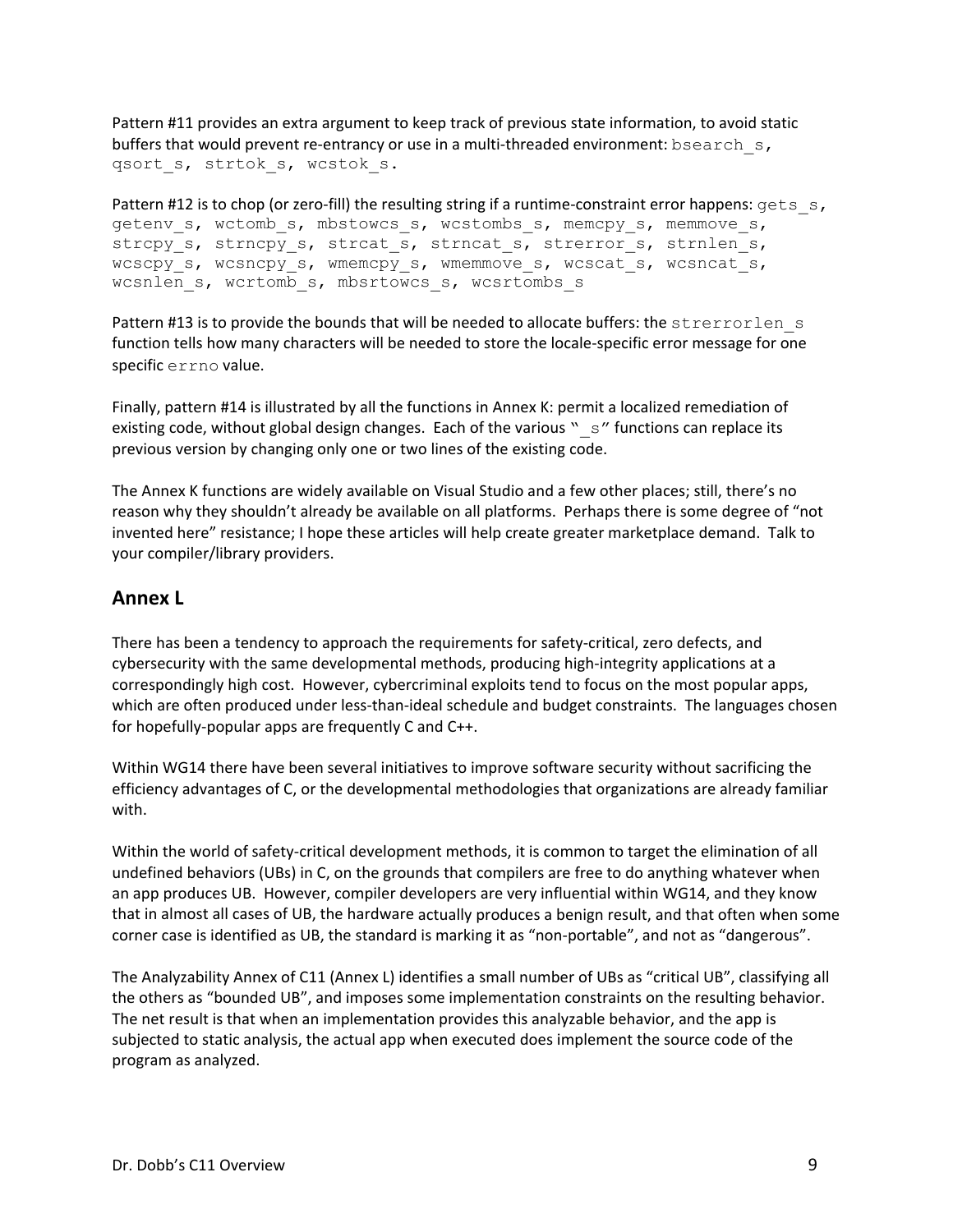Pattern #11 provides an extra argument to keep track of previous state information, to avoid static buffers that would prevent re-entrancy or use in a multi-threaded environment: `bsearch_s`, `qsort_s`, `strtok_s`, `wcstok_s`.

Pattern #12 is to chop (or zero-fill) the resulting string if a runtime-constraint error happens: `gets_s`, `getenv_s`, `wctomb_s`, `mbstowcs_s`, `wcstombs_s`, `memcpy_s`, `memmove_s`, `strcpy_s`, `strncpy_s`, `strcat_s`, `strncat_s`, `strerror_s`, `strnlen_s`, `wcscpy_s`, `wcsncpy_s`, `wmemcpy_s`, `wmemmove_s`, `wcscat_s`, `wcsncat_s`, `wcsnlen_s`, `wcrtomb_s`, `mbsrtowcs_s`, `wcsrtombs_s`

Pattern #13 is to provide the bounds that will be needed to allocate buffers: the `strerrorlen_s` function tells how many characters will be needed to store the locale-specific error message for one specific `errno` value.

Finally, pattern #14 is illustrated by all the functions in Annex K: permit a localized remediation of existing code, without global design changes. Each of the various "`_s`" functions can replace its previous version by changing only one or two lines of the existing code.

The Annex K functions are widely available on Visual Studio and a few other places; still, there's no reason why they shouldn't already be available on all platforms. Perhaps there is some degree of "not invented here" resistance; I hope these articles will help create greater marketplace demand. Talk to your compiler/library providers.

## Annex L

There has been a tendency to approach the requirements for safety-critical, zero defects, and cybersecurity with the same developmental methods, producing high-integrity applications at a correspondingly high cost. However, cybercriminal exploits tend to focus on the most popular apps, which are often produced under less-than-ideal schedule and budget constraints. The languages chosen for hopefully-popular apps are frequently C and C++.

Within WG14 there have been several initiatives to improve software security without sacrificing the efficiency advantages of C, or the developmental methodologies that organizations are already familiar with.

Within the world of safety-critical development methods, it is common to target the elimination of all undefined behaviors (UBs) in C, on the grounds that compilers are free to do anything whatever when an app produces UB. However, compiler developers are very influential within WG14, and they know that in almost all cases of UB, the hardware actually produces a benign result, and that often when some corner case is identified as UB, the standard is marking it as "non-portable", and not as "dangerous".

The Analyzability Annex of C11 (Annex L) identifies a small number of UBs as "critical UB", classifying all the others as "bounded UB", and imposes some implementation constraints on the resulting behavior. The net result is that when an implementation provides this analyzable behavior, and the app is subjected to static analysis, the actual app when executed does implement the source code of the program as analyzed.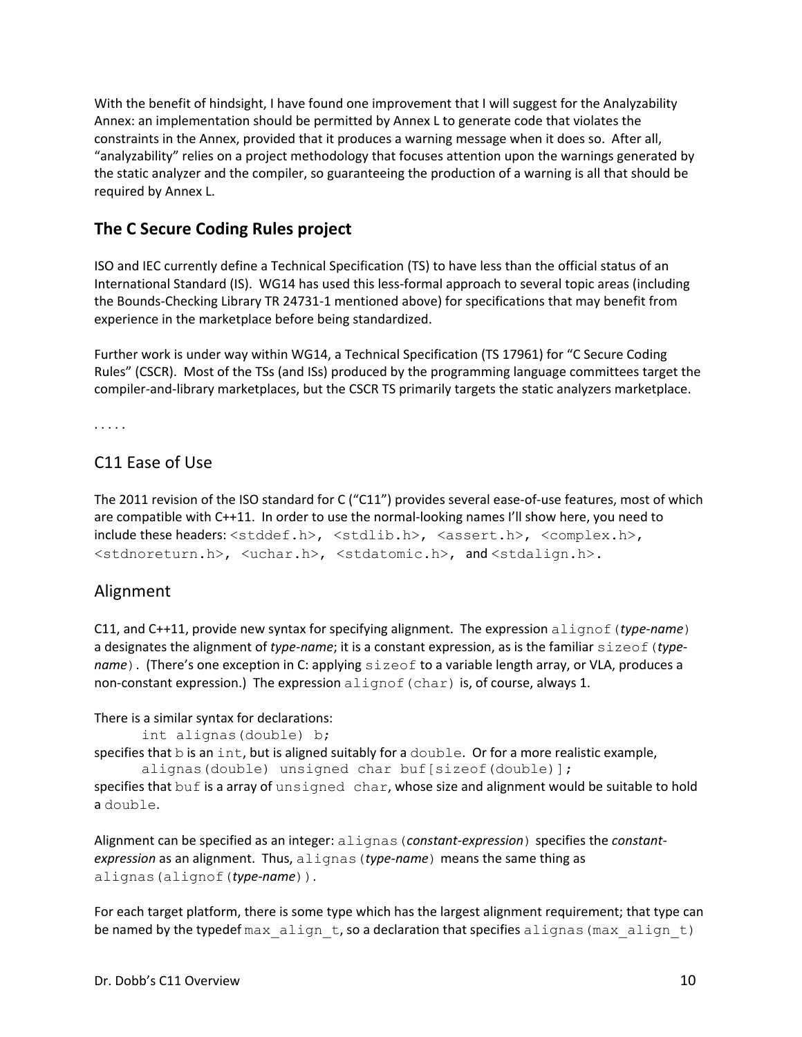With the benefit of hindsight, I have found one improvement that I will suggest for the Analyzability Annex: an implementation should be permitted by Annex L to generate code that violates the constraints in the Annex, provided that it produces a warning message when it does so. After all, "analyzability" relies on a project methodology that focuses attention upon the warnings generated by the static analyzer and the compiler, so guaranteeing the production of a warning is all that should be required by Annex L.

## The C Secure Coding Rules project

ISO and IEC currently define a Technical Specification (TS) to have less than the official status of an International Standard (IS). WG14 has used this less-formal approach to several topic areas (including the Bounds-Checking Library TR 24731-1 mentioned above) for specifications that may benefit from experience in the marketplace before being standardized.

Further work is under way within WG14, a Technical Specification (TS 17961) for "C Secure Coding Rules" (CSCR). Most of the TSs (and ISs) produced by the programming language committees target the compiler-and-library marketplaces, but the CSCR TS primarily targets the static analyzers marketplace.

. . . . .

## C11 Ease of Use

The 2011 revision of the ISO standard for C ("C11") provides several ease-of-use features, most of which are compatible with C++11. In order to use the normal-looking names I'll show here, you need to include these headers: `<stddef.h>`, `<stdlib.h>`, `<assert.h>`, `<complex.h>`, `<stdnoreturn.h>`, `<uchar.h>`, `<stdatomic.h>`, and `<stdalign.h>`.

## Alignment

C11, and C++11, provide new syntax for specifying alignment. The expression `alignof(`*type-name*`)` a designates the alignment of *type-name*; it is a constant expression, as is the familiar `sizeof(`*type-name*`)`. (There's one exception in C: applying `sizeof` to a variable length array, or VLA, produces a non-constant expression.) The expression `alignof(char)` is, of course, always 1.

There is a similar syntax for declarations:

```
int alignas(double) b;
```

specifies that `b` is an `int`, but is aligned suitably for a `double`. Or for a more realistic example,

```
alignas(double) unsigned char buf[sizeof(double)];
```

specifies that `buf` is a array of `unsigned char`, whose size and alignment would be suitable to hold a `double`.

Alignment can be specified as an integer: `alignas(`*constant-expression*`)` specifies the *constant-expression* as an alignment. Thus, `alignas(`*type-name*`)` means the same thing as `alignas(alignof(`*type-name*`))`.

For each target platform, there is some type which has the largest alignment requirement; that type can be named by the typedef `max_align_t`, so a declaration that specifies `alignas(max_align_t)`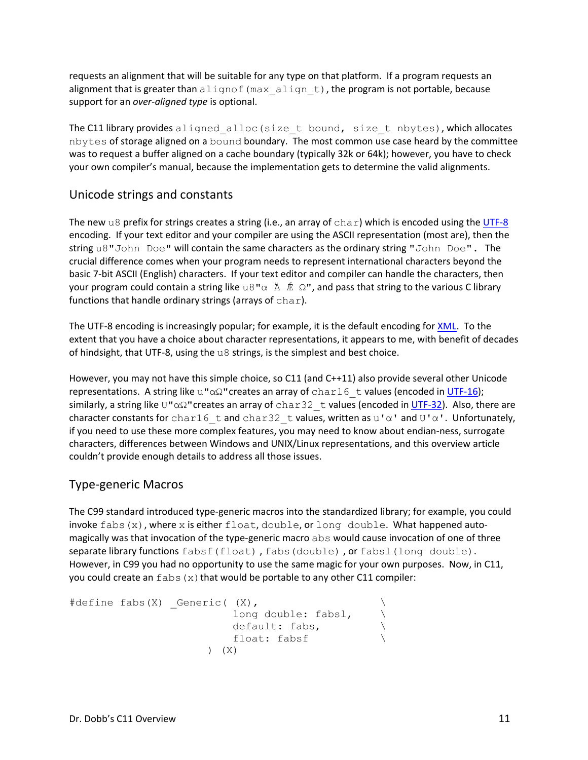requests an alignment that will be suitable for any type on that platform. If a program requests an alignment that is greater than `alignof(max_align_t)`, the program is not portable, because support for an *over-aligned type* is optional.

The C11 library provides `aligned_alloc(size_t bound, size_t nbytes)`, which allocates `nbytes` of storage aligned on a `bound` boundary. The most common use case heard by the committee was to request a buffer aligned on a cache boundary (typically 32k or 64k); however, you have to check your own compiler's manual, because the implementation gets to determine the valid alignments.

## Unicode strings and constants

The new `u8` prefix for strings creates a string (i.e., an array of `char`) which is encoded using the UTF-8 encoding. If your text editor and your compiler are using the ASCII representation (most are), then the string `u8"John Doe"` will contain the same characters as the ordinary string `"John Doe"`. The crucial difference comes when your program needs to represent international characters beyond the basic 7-bit ASCII (English) characters. If your text editor and compiler can handle the characters, then your program could contain a string like `u8"α Ä Ǽ Ω"`, and pass that string to the various C library functions that handle ordinary strings (arrays of `char`).

The UTF-8 encoding is increasingly popular; for example, it is the default encoding for XML. To the extent that you have a choice about character representations, it appears to me, with benefit of decades of hindsight, that UTF-8, using the `u8` strings, is the simplest and best choice.

However, you may not have this simple choice, so C11 (and C++11) also provide several other Unicode representations. A string like `u"αΩ"` creates an array of `char16_t` values (encoded in UTF-16); similarly, a string like `U"αΩ"` creates an array of `char32_t` values (encoded in UTF-32). Also, there are character constants for `char16_t` and `char32_t` values, written as `u'α'` and `U'α'`. Unfortunately, if you need to use these more complex features, you may need to know about endian-ness, surrogate characters, differences between Windows and UNIX/Linux representations, and this overview article couldn't provide enough details to address all those issues.

## Type-generic Macros

The C99 standard introduced type-generic macros into the standardized library; for example, you could invoke `fabs(x)`, where `x` is either `float`, `double`, or `long double`. What happened auto-magically was that invocation of the type-generic macro `abs` would cause invocation of one of three separate library functions `fabsf(float)`, `fabs(double)`, or `fabsl(long double)`. However, in C99 you had no opportunity to use the same magic for your own purposes. Now, in C11, you could create an `fabs(x)` that would be portable to any other C11 compiler:

```
#define fabs(X) _Generic( (X),                \
                    long double: fabsl,       \
                    default: fabs,            \
                    float: fabsf              \
                  ) (X)
```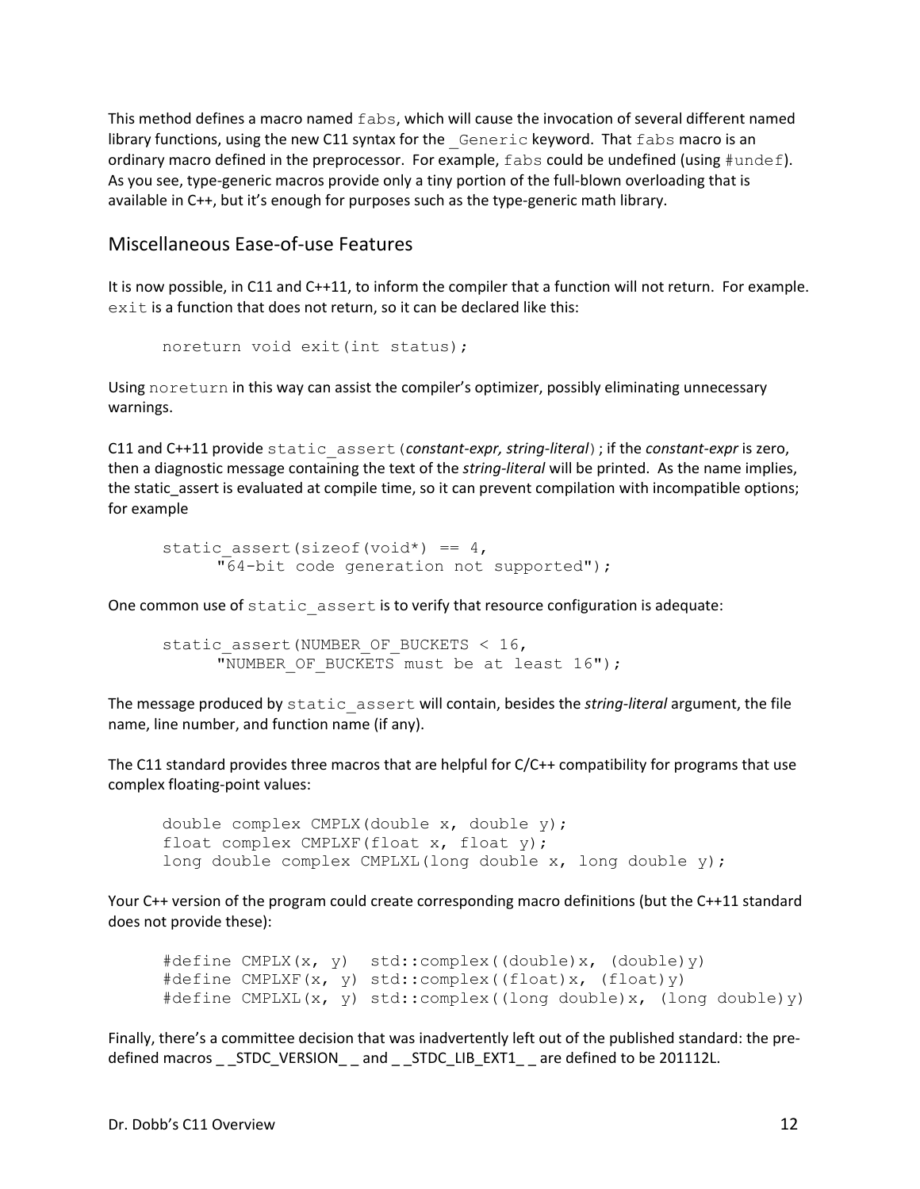This method defines a macro named `fabs`, which will cause the invocation of several different named library functions, using the new C11 syntax for the `_Generic` keyword. That `fabs` macro is an ordinary macro defined in the preprocessor. For example, `fabs` could be undefined (using `#undef`). As you see, type-generic macros provide only a tiny portion of the full-blown overloading that is available in C++, but it's enough for purposes such as the type-generic math library.

## Miscellaneous Ease-of-use Features

It is now possible, in C11 and C++11, to inform the compiler that a function will not return. For example. `exit` is a function that does not return, so it can be declared like this:

```
noreturn void exit(int status);
```

Using `noreturn` in this way can assist the compiler's optimizer, possibly eliminating unnecessary warnings.

C11 and C++11 provide `static_assert(`*constant-expr, string-literal*`)`; if the *constant-expr* is zero, then a diagnostic message containing the text of the *string-literal* will be printed. As the name implies, the static_assert is evaluated at compile time, so it can prevent compilation with incompatible options; for example

```
static_assert(sizeof(void*) == 4,
      "64-bit code generation not supported");
```

One common use of `static_assert` is to verify that resource configuration is adequate:

```
static_assert(NUMBER_OF_BUCKETS < 16,
      "NUMBER_OF_BUCKETS must be at least 16");
```

The message produced by `static_assert` will contain, besides the *string-literal* argument, the file name, line number, and function name (if any).

The C11 standard provides three macros that are helpful for C/C++ compatibility for programs that use complex floating-point values:

```
double complex CMPLX(double x, double y);
float complex CMPLXF(float x, float y);
long double complex CMPLXL(long double x, long double y);
```

Your C++ version of the program could create corresponding macro definitions (but the C++11 standard does not provide these):

```
#define CMPLX(x, y)  std::complex((double)x, (double)y)
#define CMPLXF(x, y) std::complex((float)x, (float)y)
#define CMPLXL(x, y) std::complex((long double)x, (long double)y)
```

Finally, there's a committee decision that was inadvertently left out of the published standard: the pre-defined macros _ _STDC_VERSION_ _ and _ _STDC_LIB_EXT1_ _ are defined to be 201112L.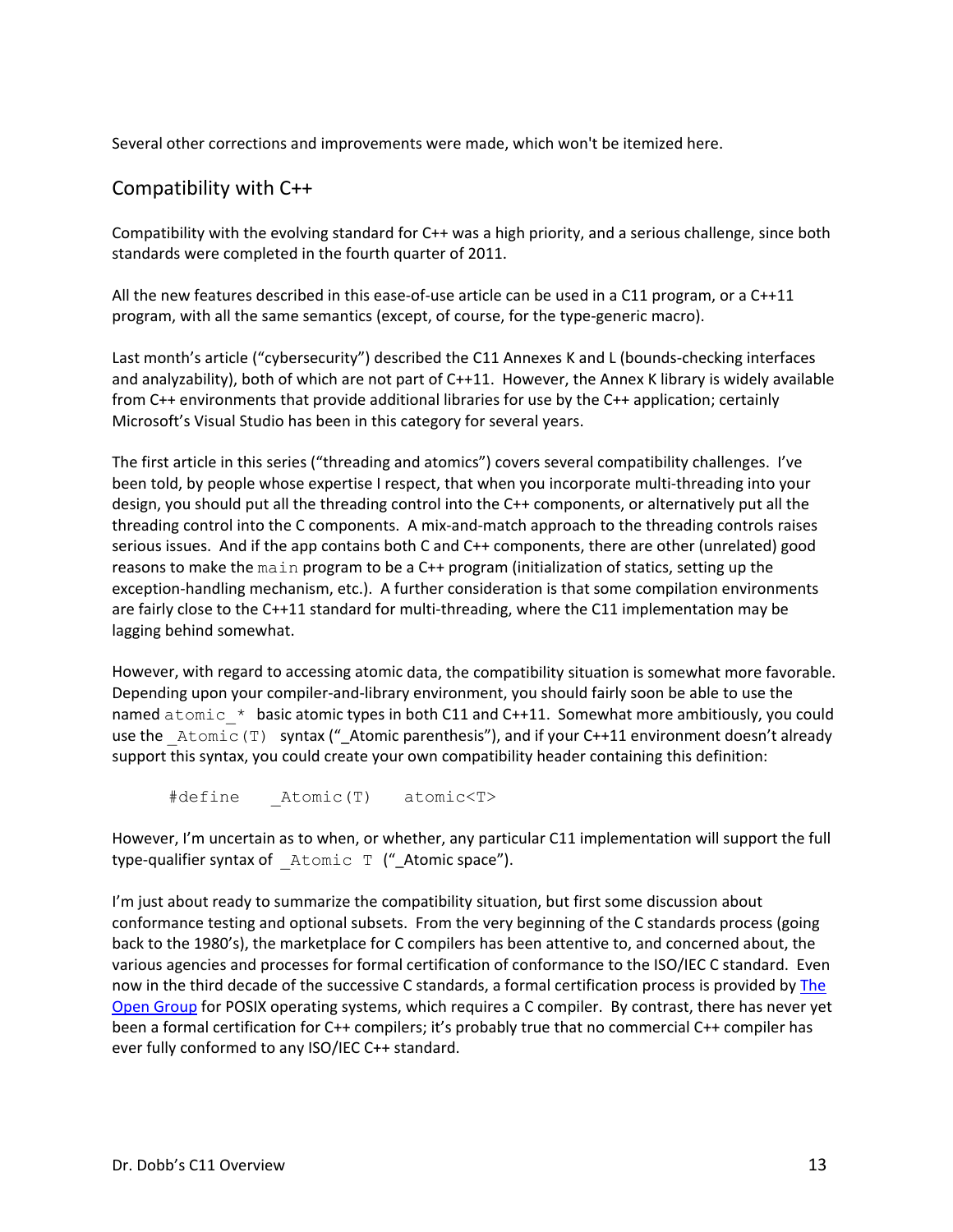Several other corrections and improvements were made, which won't be itemized here.

## Compatibility with C++

Compatibility with the evolving standard for C++ was a high priority, and a serious challenge, since both standards were completed in the fourth quarter of 2011.

All the new features described in this ease-of-use article can be used in a C11 program, or a C++11 program, with all the same semantics (except, of course, for the type-generic macro).

Last month's article ("cybersecurity") described the C11 Annexes K and L (bounds-checking interfaces and analyzability), both of which are not part of C++11. However, the Annex K library is widely available from C++ environments that provide additional libraries for use by the C++ application; certainly Microsoft's Visual Studio has been in this category for several years.

The first article in this series ("threading and atomics") covers several compatibility challenges. I've been told, by people whose expertise I respect, that when you incorporate multi-threading into your design, you should put all the threading control into the C++ components, or alternatively put all the threading control into the C components. A mix-and-match approach to the threading controls raises serious issues. And if the app contains both C and C++ components, there are other (unrelated) good reasons to make the `main` program to be a C++ program (initialization of statics, setting up the exception-handling mechanism, etc.). A further consideration is that some compilation environments are fairly close to the C++11 standard for multi-threading, where the C11 implementation may be lagging behind somewhat.

However, with regard to accessing atomic data, the compatibility situation is somewhat more favorable. Depending upon your compiler-and-library environment, you should fairly soon be able to use the named `atomic_*` basic atomic types in both C11 and C++11. Somewhat more ambitiously, you could use the `_Atomic(T)` syntax ("_Atomic parenthesis"), and if your C++11 environment doesn't already support this syntax, you could create your own compatibility header containing this definition:

```
#define    _Atomic(T)    atomic<T>
```

However, I'm uncertain as to when, or whether, any particular C11 implementation will support the full type-qualifier syntax of `_Atomic T` ("_Atomic space").

I'm just about ready to summarize the compatibility situation, but first some discussion about conformance testing and optional subsets. From the very beginning of the C standards process (going back to the 1980's), the marketplace for C compilers has been attentive to, and concerned about, the various agencies and processes for formal certification of conformance to the ISO/IEC C standard. Even now in the third decade of the successive C standards, a formal certification process is provided by The Open Group for POSIX operating systems, which requires a C compiler. By contrast, there has never yet been a formal certification for C++ compilers; it's probably true that no commercial C++ compiler has ever fully conformed to any ISO/IEC C++ standard.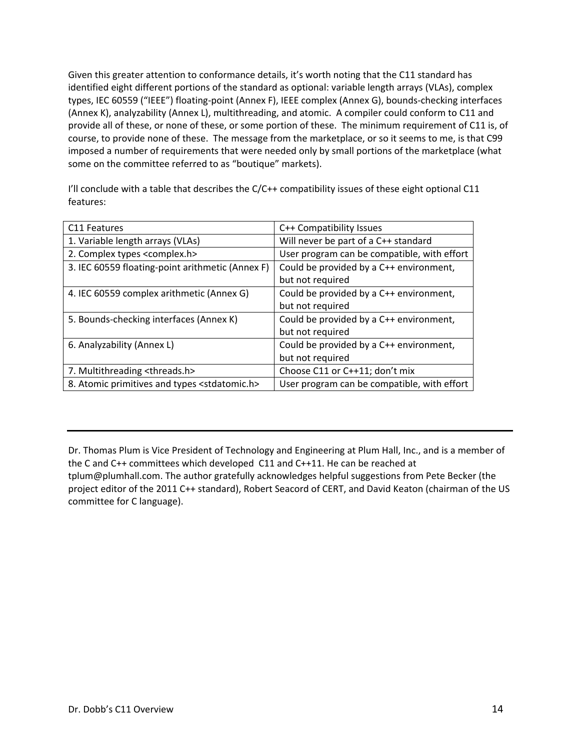Given this greater attention to conformance details, it's worth noting that the C11 standard has identified eight different portions of the standard as optional: variable length arrays (VLAs), complex types, IEC 60559 ("IEEE") floating-point (Annex F), IEEE complex (Annex G), bounds-checking interfaces (Annex K), analyzability (Annex L), multithreading, and atomic. A compiler could conform to C11 and provide all of these, or none of these, or some portion of these. The minimum requirement of C11 is, of course, to provide none of these. The message from the marketplace, or so it seems to me, is that C99 imposed a number of requirements that were needed only by small portions of the marketplace (what some on the committee referred to as "boutique" markets).

I'll conclude with a table that describes the C/C++ compatibility issues of these eight optional C11 features:

| C11 Features | C++ Compatibility Issues |
|---|---|
| 1. Variable length arrays (VLAs) | Will never be part of a C++ standard |
| 2. Complex types <complex.h> | User program can be compatible, with effort |
| 3. IEC 60559 floating-point arithmetic (Annex F) | Could be provided by a C++ environment, but not required |
| 4. IEC 60559 complex arithmetic (Annex G) | Could be provided by a C++ environment, but not required |
| 5. Bounds-checking interfaces (Annex K) | Could be provided by a C++ environment, but not required |
| 6. Analyzability (Annex L) | Could be provided by a C++ environment, but not required |
| 7. Multithreading <threads.h> | Choose C11 or C++11; don't mix |
| 8. Atomic primitives and types <stdatomic.h> | User program can be compatible, with effort |

---

Dr. Thomas Plum is Vice President of Technology and Engineering at Plum Hall, Inc., and is a member of the C and C++ committees which developed C11 and C++11. He can be reached at tplum@plumhall.com. The author gratefully acknowledges helpful suggestions from Pete Becker (the project editor of the 2011 C++ standard), Robert Seacord of CERT, and David Keaton (chairman of the US committee for C language).